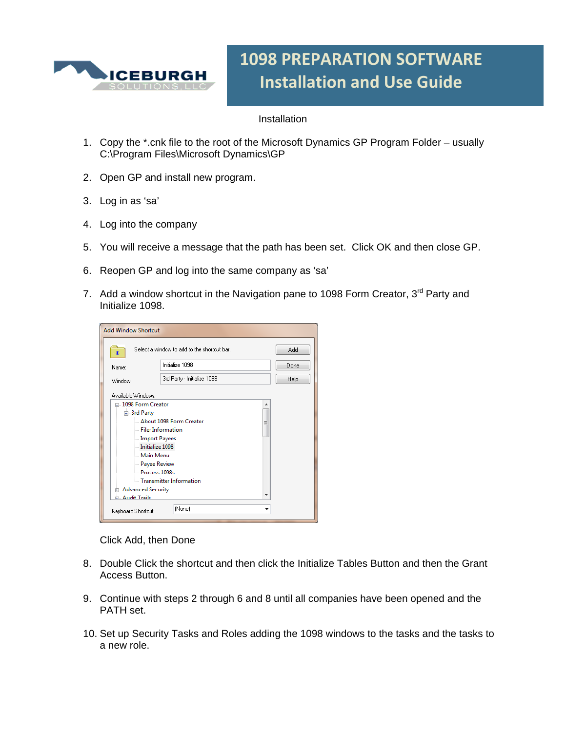# 1098 PREPARATION SOFTWARE
# Installation and Use Guide

## Installation

1. Copy the *.cnk file to the root of the Microsoft Dynamics GP Program Folder – usually C:\Program Files\Microsoft Dynamics\GP

2. Open GP and install new program.

3. Log in as 'sa'

4. Log into the company

5. You will receive a message that the path has been set. Click OK and then close GP.

6. Reopen GP and log into the same company as 'sa'

7. Add a window shortcut in the Navigation pane to 1098 Form Creator, 3rd Party and Initialize 1098.

   Click Add, then Done

8. Double Click the shortcut and then click the Initialize Tables Button and then the Grant Access Button.

9. Continue with steps 2 through 6 and 8 until all companies have been opened and the PATH set.

10. Set up Security Tasks and Roles adding the 1098 windows to the tasks and the tasks to a new role.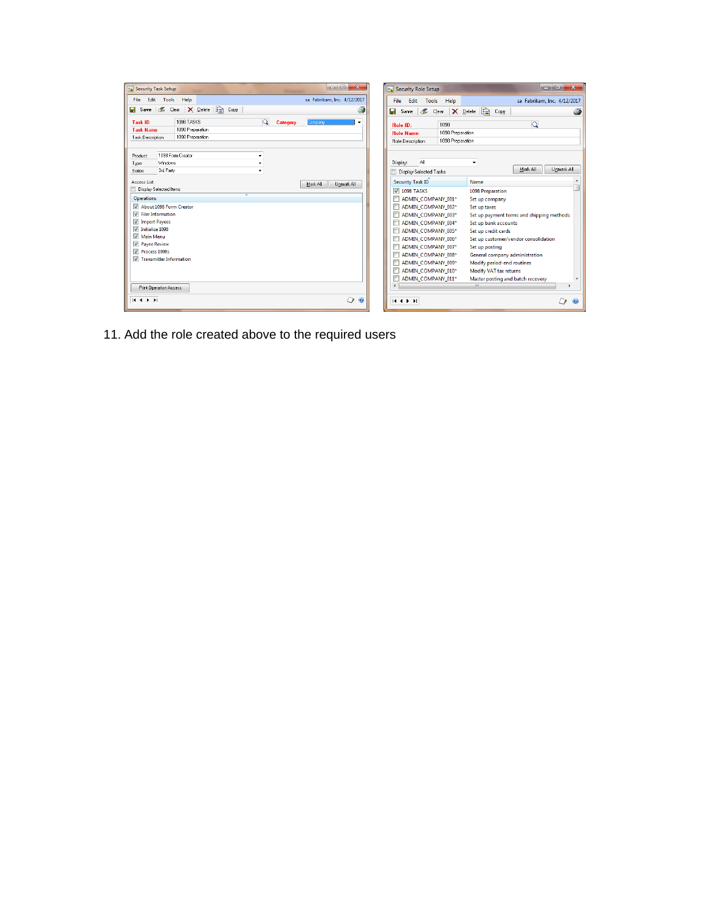11. Add the role created above to the required users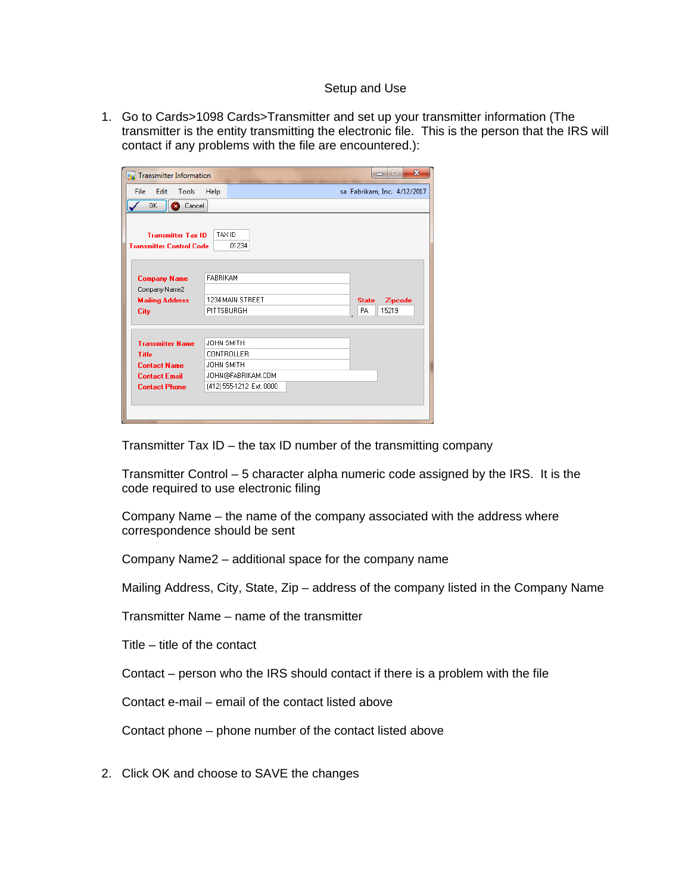# Setup and Use

1. Go to Cards>1098 Cards>Transmitter and set up your transmitter information (The transmitter is the entity transmitting the electronic file. This is the person that the IRS will contact if any problems with the file are encountered.):

   Transmitter Tax ID – the tax ID number of the transmitting company

   Transmitter Control – 5 character alpha numeric code assigned by the IRS. It is the code required to use electronic filing

   Company Name – the name of the company associated with the address where correspondence should be sent

   Company Name2 – additional space for the company name

   Mailing Address, City, State, Zip – address of the company listed in the Company Name

   Transmitter Name – name of the transmitter

   Title – title of the contact

   Contact – person who the IRS should contact if there is a problem with the file

   Contact e-mail – email of the contact listed above

   Contact phone – phone number of the contact listed above

2. Click OK and choose to SAVE the changes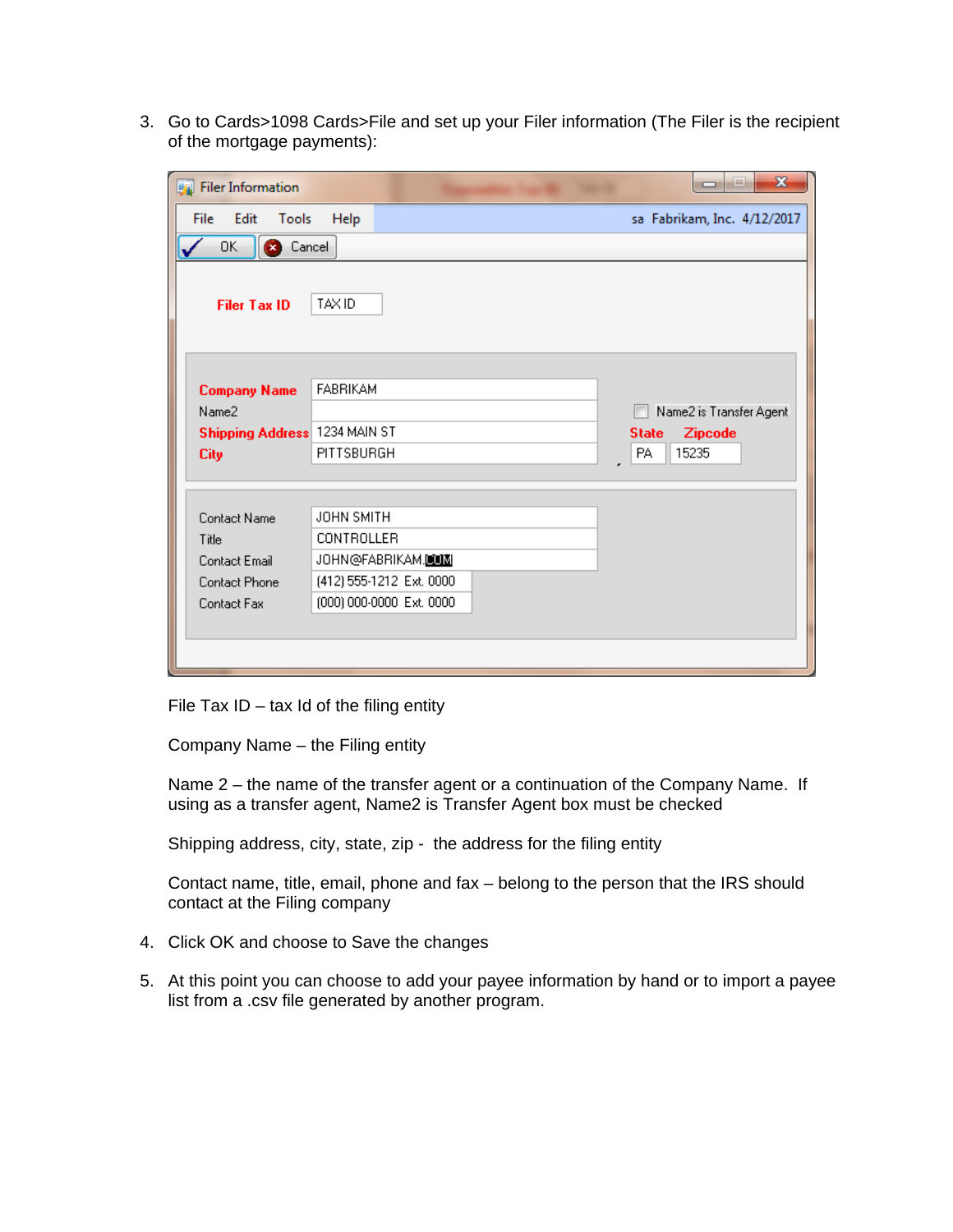3. Go to Cards>1098 Cards>File and set up your Filer information (The Filer is the recipient of the mortgage payments):

   File Tax ID – tax Id of the filing entity

   Company Name – the Filing entity

   Name 2 – the name of the transfer agent or a continuation of the Company Name. If using as a transfer agent, Name2 is Transfer Agent box must be checked

   Shipping address, city, state, zip - the address for the filing entity

   Contact name, title, email, phone and fax – belong to the person that the IRS should contact at the Filing company

4. Click OK and choose to Save the changes

5. At this point you can choose to add your payee information by hand or to import a payee list from a .csv file generated by another program.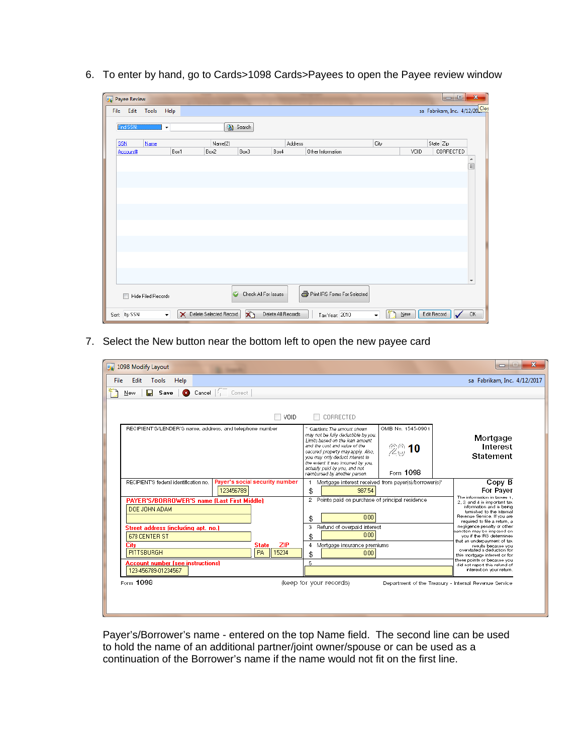6. To enter by hand, go to Cards>1098 Cards>Payees to open the Payee review window

7. Select the New button near the bottom left to open the new payee card

Payer's/Borrower's name - entered on the top Name field. The second line can be used to hold the name of an additional partner/joint owner/spouse or can be used as a continuation of the Borrower's name if the name would not fit on the first line.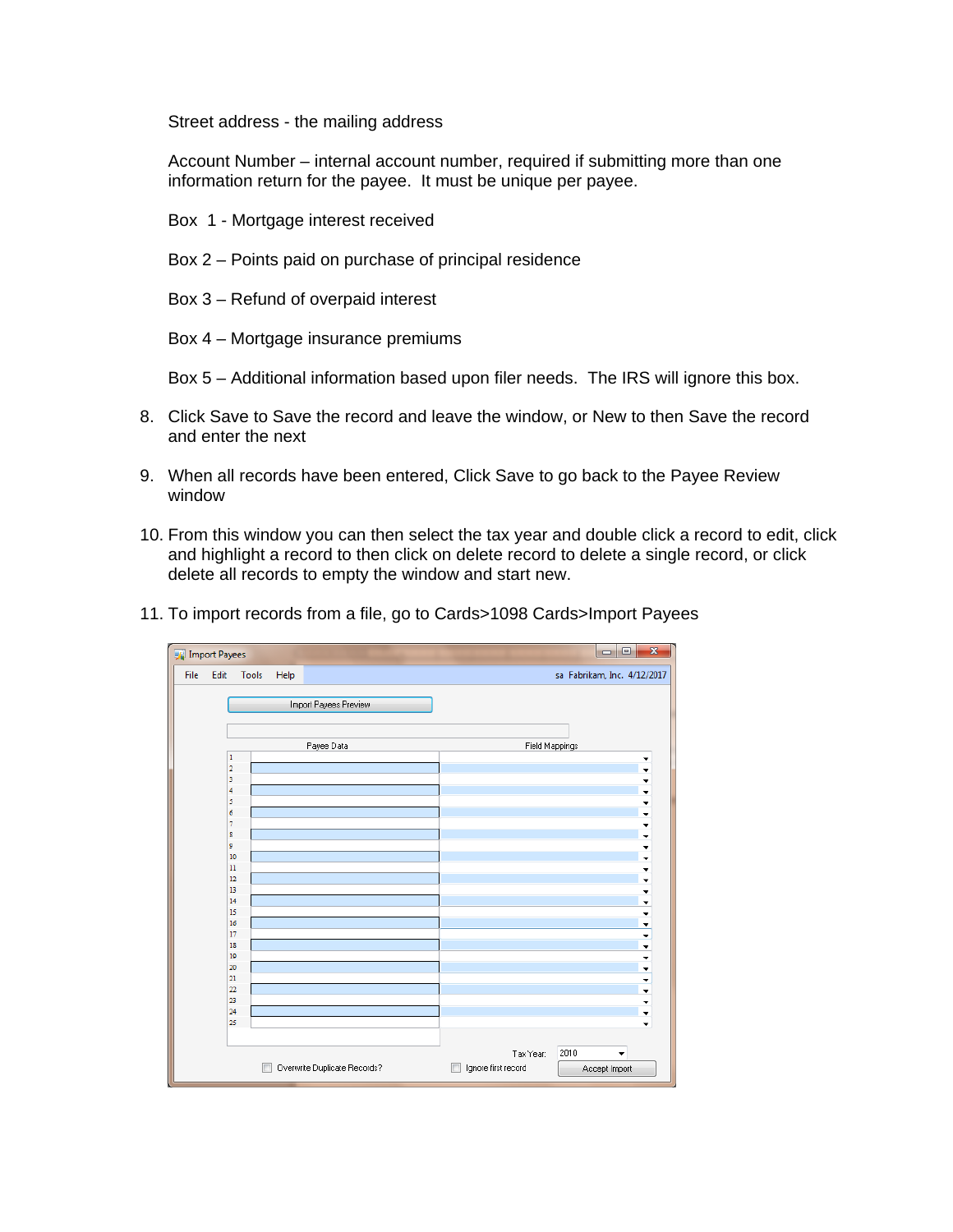Street address - the mailing address

Account Number – internal account number, required if submitting more than one information return for the payee. It must be unique per payee.

Box 1 - Mortgage interest received

Box 2 – Points paid on purchase of principal residence

Box 3 – Refund of overpaid interest

Box 4 – Mortgage insurance premiums

Box 5 – Additional information based upon filer needs. The IRS will ignore this box.

8. Click Save to Save the record and leave the window, or New to then Save the record and enter the next
9. When all records have been entered, Click Save to go back to the Payee Review window
10. From this window you can then select the tax year and double click a record to edit, click and highlight a record to then click on delete record to delete a single record, or click delete all records to empty the window and start new.
11. To import records from a file, go to Cards>1098 Cards>Import Payees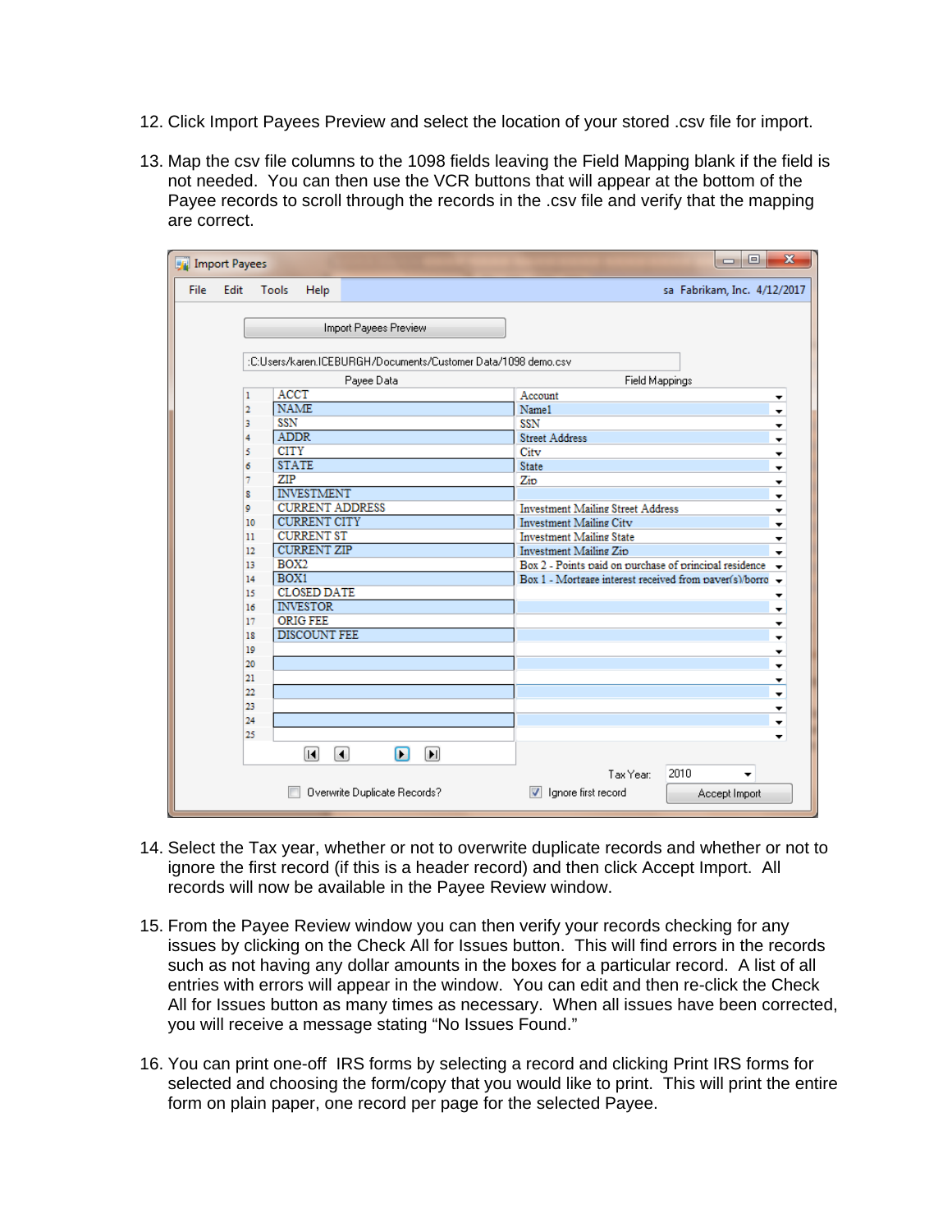12. Click Import Payees Preview and select the location of your stored .csv file for import.

13. Map the csv file columns to the 1098 fields leaving the Field Mapping blank if the field is not needed. You can then use the VCR buttons that will appear at the bottom of the Payee records to scroll through the records in the .csv file and verify that the mapping are correct.

14. Select the Tax year, whether or not to overwrite duplicate records and whether or not to ignore the first record (if this is a header record) and then click Accept Import. All records will now be available in the Payee Review window.

15. From the Payee Review window you can then verify your records checking for any issues by clicking on the Check All for Issues button. This will find errors in the records such as not having any dollar amounts in the boxes for a particular record. A list of all entries with errors will appear in the window. You can edit and then re-click the Check All for Issues button as many times as necessary. When all issues have been corrected, you will receive a message stating "No Issues Found."

16. You can print one-off IRS forms by selecting a record and clicking Print IRS forms for selected and choosing the form/copy that you would like to print. This will print the entire form on plain paper, one record per page for the selected Payee.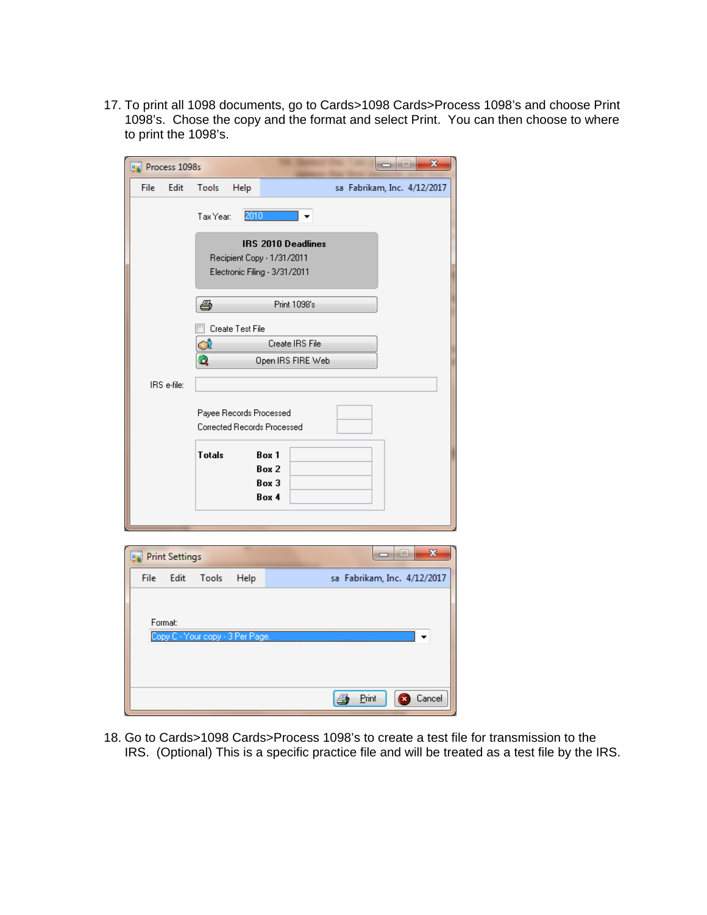17. To print all 1098 documents, go to Cards>1098 Cards>Process 1098's and choose Print 1098's. Chose the copy and the format and select Print. You can then choose to where to print the 1098's.

18. Go to Cards>1098 Cards>Process 1098's to create a test file for transmission to the IRS. (Optional) This is a specific practice file and will be treated as a test file by the IRS.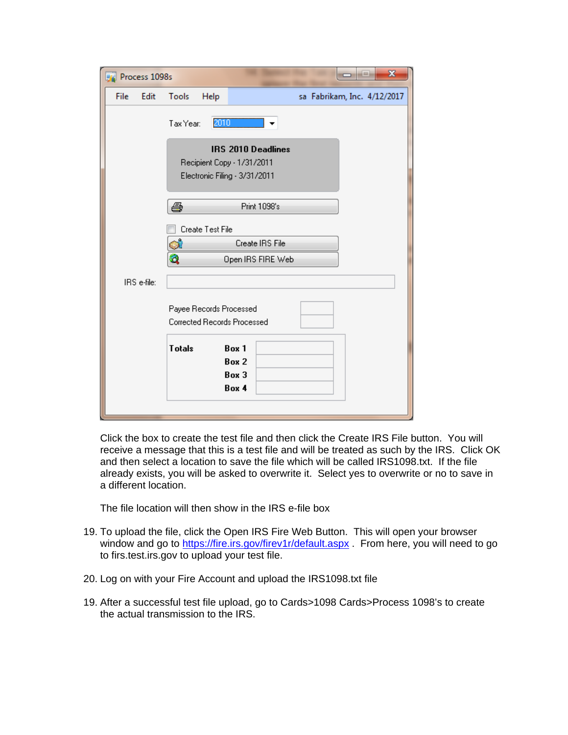Click the box to create the test file and then click the Create IRS File button. You will receive a message that this is a test file and will be treated as such by the IRS. Click OK and then select a location to save the file which will be called IRS1098.txt. If the file already exists, you will be asked to overwrite it. Select yes to overwrite or no to save in a different location.

The file location will then show in the IRS e-file box

19. To upload the file, click the Open IRS Fire Web Button. This will open your browser window and go to https://fire.irs.gov/firev1r/default.aspx . From here, you will need to go to firs.test.irs.gov to upload your test file.

20. Log on with your Fire Account and upload the IRS1098.txt file

19. After a successful test file upload, go to Cards>1098 Cards>Process 1098's to create the actual transmission to the IRS.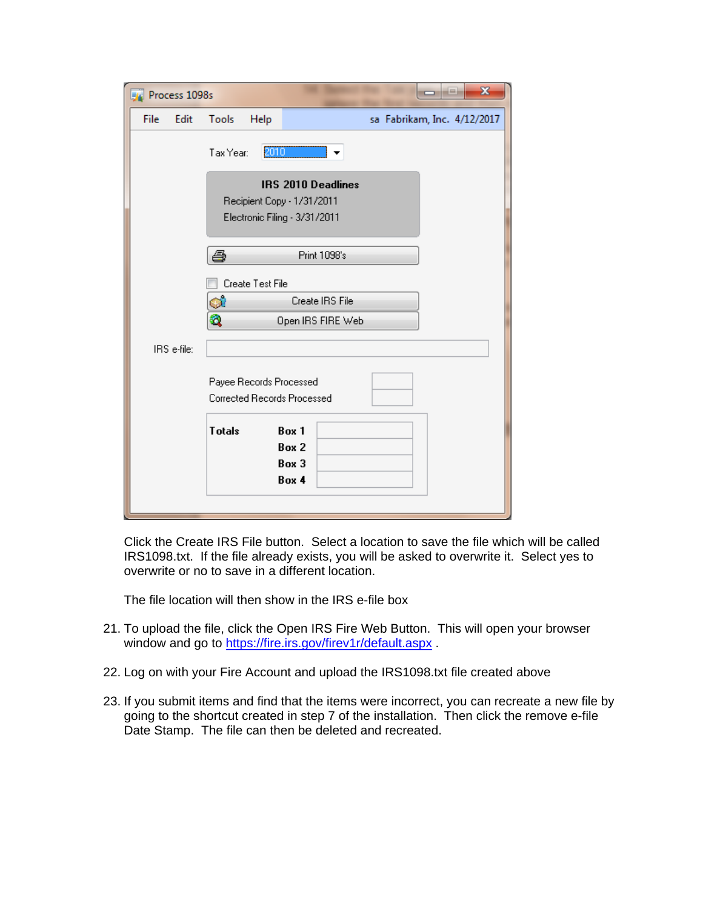Click the Create IRS File button. Select a location to save the file which will be called IRS1098.txt. If the file already exists, you will be asked to overwrite it. Select yes to overwrite or no to save in a different location.

The file location will then show in the IRS e-file box

21. To upload the file, click the Open IRS Fire Web Button. This will open your browser window and go to [https://fire.irs.gov/firev1r/default.aspx](https://fire.irs.gov/firev1r/default.aspx) .

22. Log on with your Fire Account and upload the IRS1098.txt file created above

23. If you submit items and find that the items were incorrect, you can recreate a new file by going to the shortcut created in step 7 of the installation. Then click the remove e-file Date Stamp. The file can then be deleted and recreated.